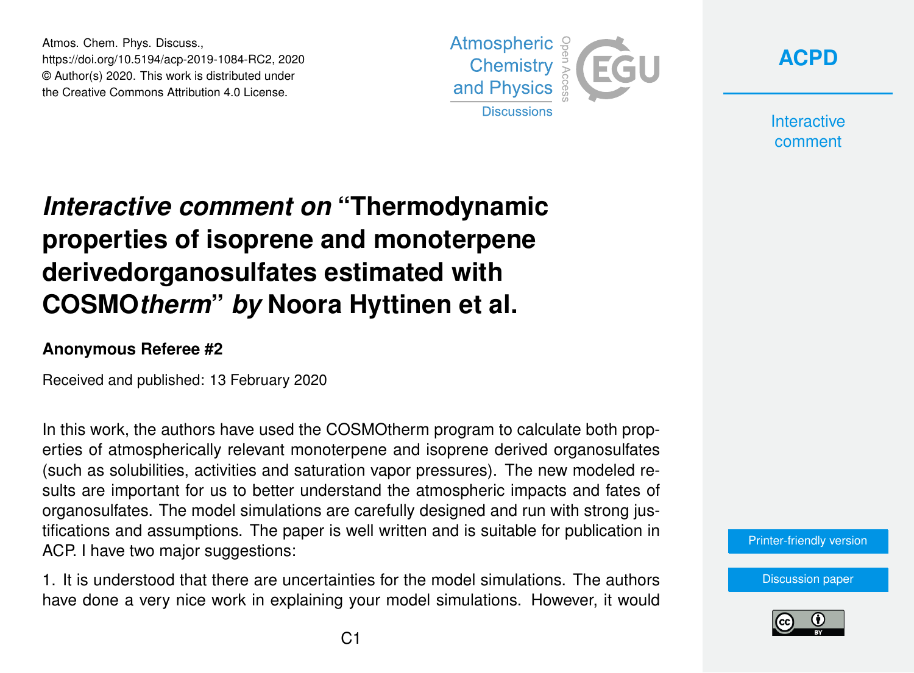# *Interactive comment on* "Thermodynamic properties of isoprene and monoterpene derivedorganosulfates estimated with COSMO*therm*" *by* Noora Hyttinen et al.

### Anonymous Referee #2

Received and published: 13 February 2020

In this work, the authors have used the COSMOtherm program to calculate both properties of atmospherically relevant monoterpene and isoprene derived organosulfates (such as solubilities, activities and saturation vapor pressures). The new modeled results are important for us to better understand the atmospheric impacts and fates of organosulfates. The model simulations are carefully designed and run with strong justifications and assumptions. The paper is well written and is suitable for publication in ACP. I have two major suggestions:

1. It is understood that there are uncertainties for the model simulations. The authors have done a very nice work in explaining your model simulations. However, it would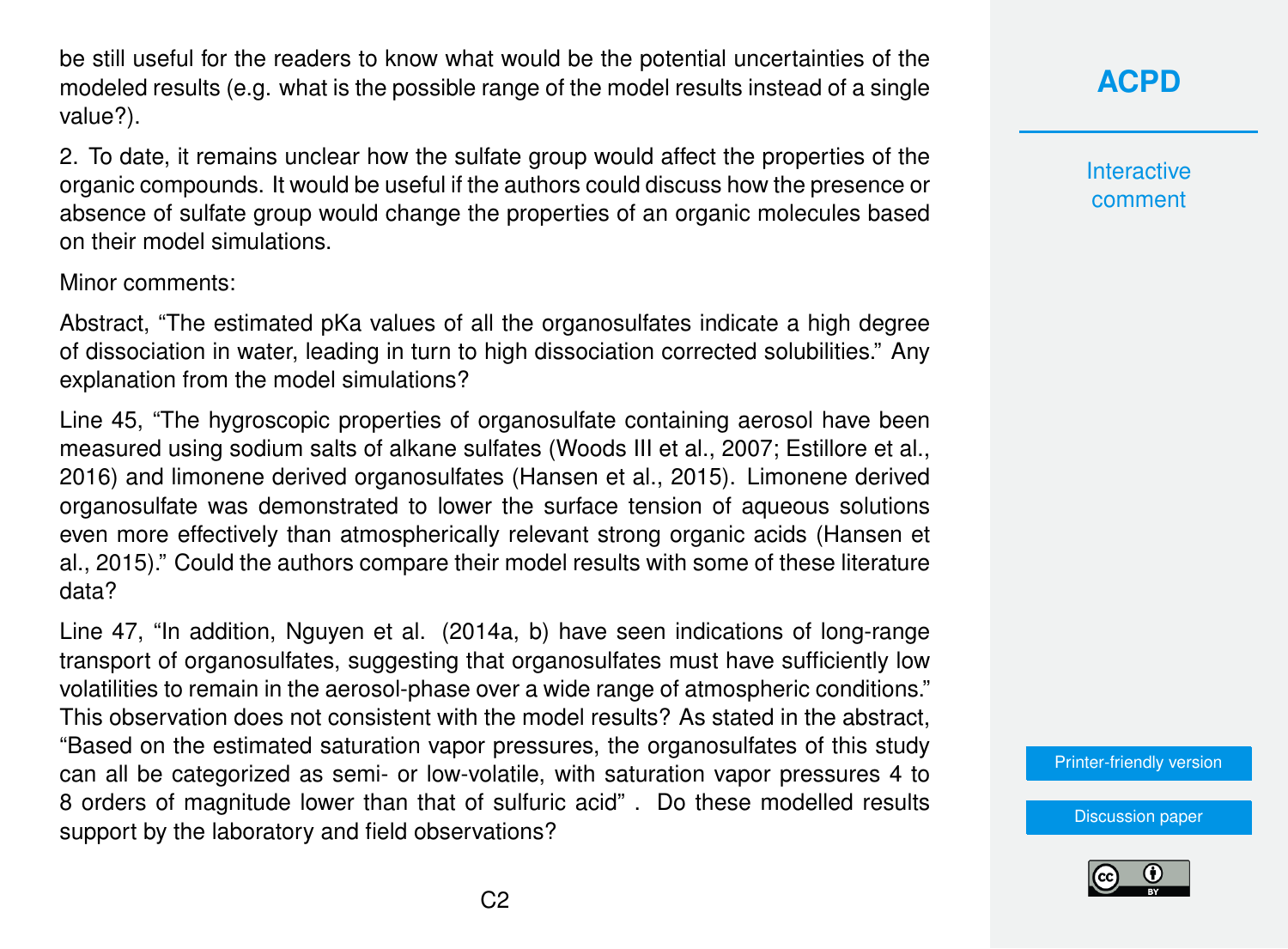be still useful for the readers to know what would be the potential uncertainties of the modeled results (e.g. what is the possible range of the model results instead of a single value?).

2. To date, it remains unclear how the sulfate group would affect the properties of the organic compounds. It would be useful if the authors could discuss how the presence or absence of sulfate group would change the properties of an organic molecules based on their model simulations.

Minor comments:

Abstract, "The estimated pKa values of all the organosulfates indicate a high degree of dissociation in water, leading in turn to high dissociation corrected solubilities." Any explanation from the model simulations?

Line 45, "The hygroscopic properties of organosulfate containing aerosol have been measured using sodium salts of alkane sulfates (Woods III et al., 2007; Estillore et al., 2016) and limonene derived organosulfates (Hansen et al., 2015). Limonene derived organosulfate was demonstrated to lower the surface tension of aqueous solutions even more effectively than atmospherically relevant strong organic acids (Hansen et al., 2015)." Could the authors compare their model results with some of these literature data?

Line 47, "In addition, Nguyen et al. (2014a, b) have seen indications of long-range transport of organosulfates, suggesting that organosulfates must have sufficiently low volatilities to remain in the aerosol-phase over a wide range of atmospheric conditions." This observation does not consistent with the model results? As stated in the abstract, "Based on the estimated saturation vapor pressures, the organosulfates of this study can all be categorized as semi- or low-volatile, with saturation vapor pressures 4 to 8 orders of magnitude lower than that of sulfuric acid" . Do these modelled results support by the laboratory and field observations?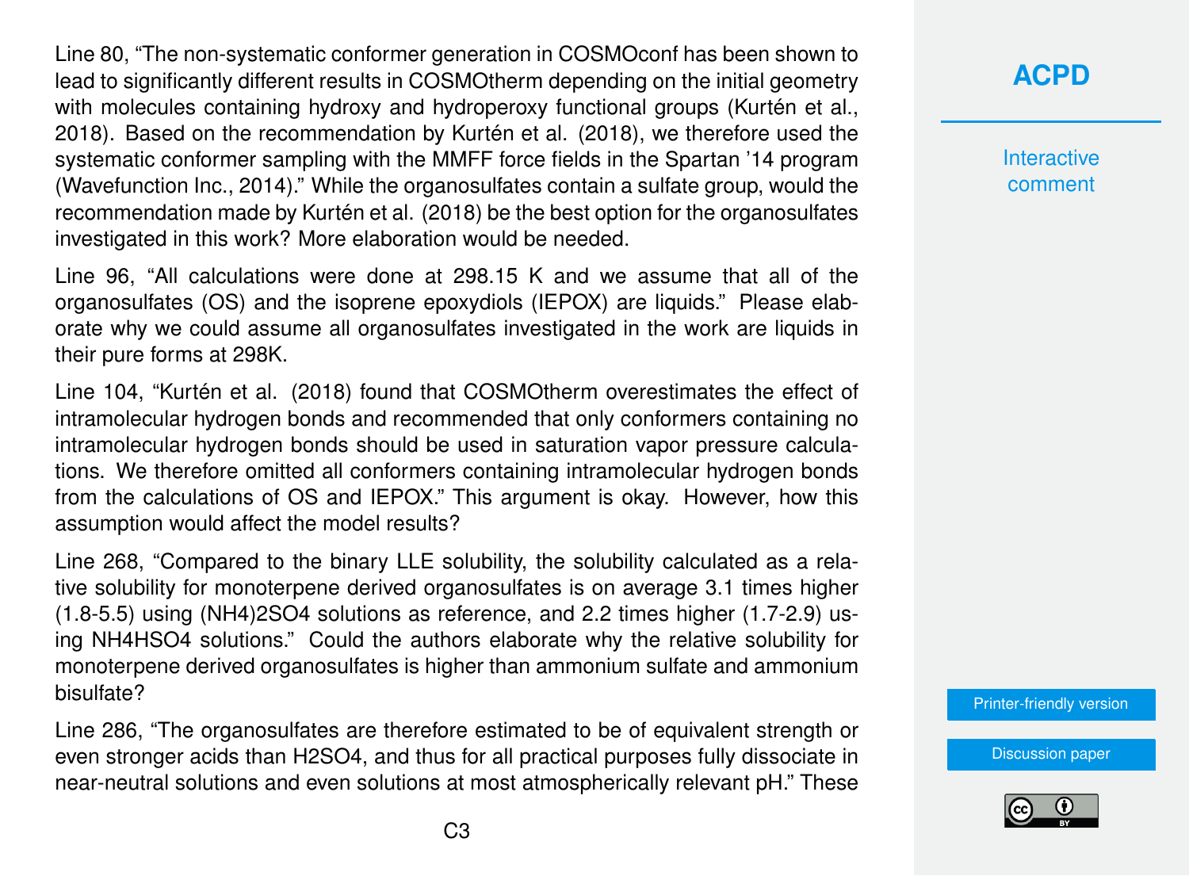Line 80, "The non-systematic conformer generation in COSMOconf has been shown to lead to significantly different results in COSMOtherm depending on the initial geometry with molecules containing hydroxy and hydroperoxy functional groups (Kurtén et al., 2018). Based on the recommendation by Kurtén et al. (2018), we therefore used the systematic conformer sampling with the MMFF force fields in the Spartan '14 program (Wavefunction Inc., 2014)." While the organosulfates contain a sulfate group, would the recommendation made by Kurtén et al. (2018) be the best option for the organosulfates investigated in this work? More elaboration would be needed.

Line 96, "All calculations were done at 298.15 K and we assume that all of the organosulfates (OS) and the isoprene epoxydiols (IEPOX) are liquids." Please elaborate why we could assume all organosulfates investigated in the work are liquids in their pure forms at 298K.

Line 104, "Kurtén et al. (2018) found that COSMOtherm overestimates the effect of intramolecular hydrogen bonds and recommended that only conformers containing no intramolecular hydrogen bonds should be used in saturation vapor pressure calculations. We therefore omitted all conformers containing intramolecular hydrogen bonds from the calculations of OS and IEPOX." This argument is okay. However, how this assumption would affect the model results?

Line 268, "Compared to the binary LLE solubility, the solubility calculated as a relative solubility for monoterpene derived organosulfates is on average 3.1 times higher (1.8-5.5) using $(NH_4)_2SO_4$ solutions as reference, and 2.2 times higher (1.7-2.9) using $NH_4HSO_4$ solutions." Could the authors elaborate why the relative solubility for monoterpene derived organosulfates is higher than ammonium sulfate and ammonium bisulfate?

Line 286, "The organosulfates are therefore estimated to be of equivalent strength or even stronger acids than $H_2SO_4$, and thus for all practical purposes fully dissociate in near-neutral solutions and even solutions at most atmospherically relevant pH." These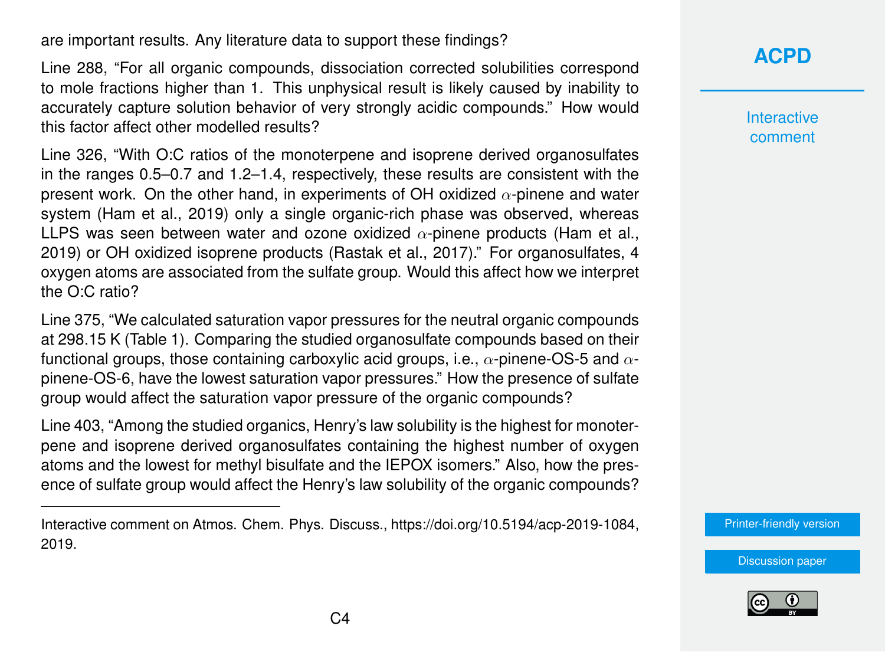are important results. Any literature data to support these findings?

Line 288, "For all organic compounds, dissociation corrected solubilities correspond to mole fractions higher than 1. This unphysical result is likely caused by inability to accurately capture solution behavior of very strongly acidic compounds." How would this factor affect other modelled results?

Line 326, "With O:C ratios of the monoterpene and isoprene derived organosulfates in the ranges 0.5–0.7 and 1.2–1.4, respectively, these results are consistent with the present work. On the other hand, in experiments of OH oxidized $\alpha$-pinene and water system (Ham et al., 2019) only a single organic-rich phase was observed, whereas LLPS was seen between water and ozone oxidized $\alpha$-pinene products (Ham et al., 2019) or OH oxidized isoprene products (Rastak et al., 2017)." For organosulfates, 4 oxygen atoms are associated from the sulfate group. Would this affect how we interpret the O:C ratio?

Line 375, "We calculated saturation vapor pressures for the neutral organic compounds at 298.15 K (Table 1). Comparing the studied organosulfate compounds based on their functional groups, those containing carboxylic acid groups, i.e., $\alpha$-pinene-OS-5 and $\alpha$-pinene-OS-6, have the lowest saturation vapor pressures." How the presence of sulfate group would affect the saturation vapor pressure of the organic compounds?

Line 403, "Among the studied organics, Henry's law solubility is the highest for monoterpene and isoprene derived organosulfates containing the highest number of oxygen atoms and the lowest for methyl bisulfate and the IEPOX isomers." Also, how the presence of sulfate group would affect the Henry's law solubility of the organic compounds?

---

Interactive comment on Atmos. Chem. Phys. Discuss., https://doi.org/10.5194/acp-2019-1084, 2019.